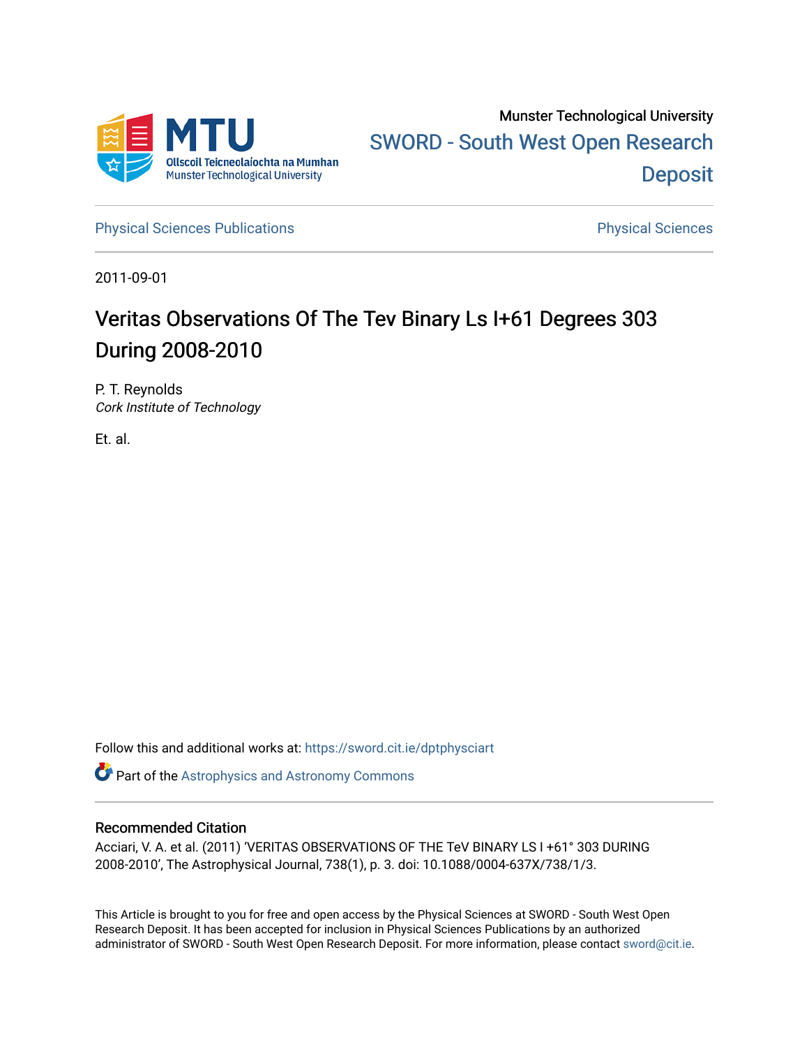Munster Technological University

SWORD - South West Open Research Deposit

Physical Sciences Publications

Physical Sciences

2011-09-01

# Veritas Observations Of The Tev Binary Ls I+61 Degrees 303 During 2008-2010

P. T. Reynolds
*Cork Institute of Technology*

Et. al.

Follow this and additional works at: https://sword.cit.ie/dptphysciart

Part of the Astrophysics and Astronomy Commons

## Recommended Citation

Acciari, V. A. et al. (2011) 'VERITAS OBSERVATIONS OF THE TeV BINARY LS I +61° 303 DURING 2008-2010', The Astrophysical Journal, 738(1), p. 3. doi: 10.1088/0004-637X/738/1/3.

This Article is brought to you for free and open access by the Physical Sciences at SWORD - South West Open Research Deposit. It has been accepted for inclusion in Physical Sciences Publications by an authorized administrator of SWORD - South West Open Research Deposit. For more information, please contact sword@cit.ie.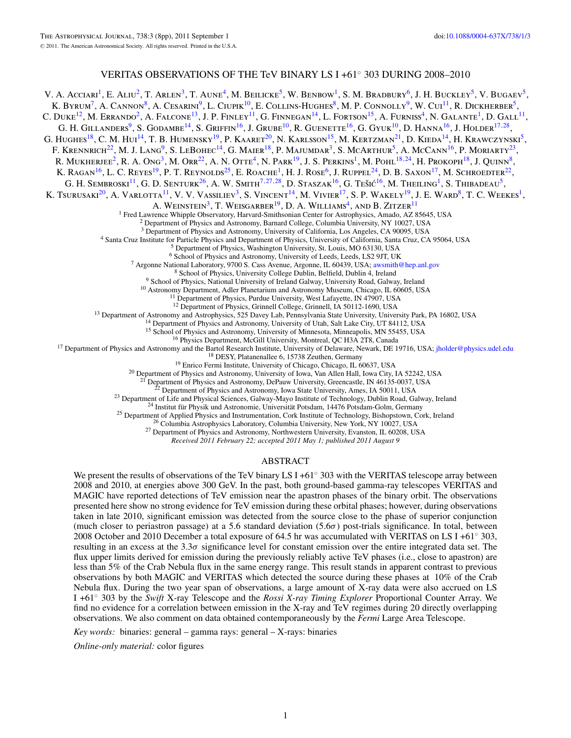# VERITAS OBSERVATIONS OF THE TeV BINARY LS I +61° 303 DURING 2008–2010

V. A. Acciari[1], E. Aliu[2], T. Arlen[3], T. Aune[4], M. Beilicke[5], W. Benbow[1], S. M. Bradbury[6], J. H. Buckley[5], V. Bugaev[5], K. Byrum[7], A. Cannon[8], A. Cesarini[9], L. Ciupik[10], E. Collins-Hughes[8], M. P. Connolly[9], W. Cui[11], R. Dickherber[5], C. Duke[12], M. Errando[2], A. Falcone[13], J. P. Finley[11], G. Finnegan[14], L. Fortson[15], A. Furniss[4], N. Galante[1], D. Gall[11], G. H. Gillanders[9], S. Godambe[14], S. Griffin[16], J. Grube[10], R. Guenette[16], G. Gyuk[10], D. Hanna[16], J. Holder[17,28], G. Hughes[18], C. M. Hui[14], T. B. Humensky[19], P. Kaaret[20], N. Karlsson[15], M. Kertzman[21], D. Kieda[14], H. Krawczynski[5], F. Krennrich[22], M. J. Lang[9], S. LeBohec[14], G. Maier[18], P. Majumdar[3], S. McArthur[5], A. McCann[16], P. Moriarty[23], R. Mukherjee[2], R. A. Ong[3], M. Orr[22], A. N. Otte[4], N. Park[19], J. S. Perkins[1], M. Pohl[18,24], H. Prokoph[18], J. Quinn[8], K. Ragan[16], L. C. Reyes[19], P. T. Reynolds[25], E. Roache[1], H. J. Rose[6], J. Ruppel[24], D. B. Saxon[17], M. Schroedter[22], G. H. Sembroski[11], G. D. Senturk[26], A. W. Smith[7,27,28], D. Staszak[16], G. Tešić[16], M. Theiling[1], S. Thibadeau[5], K. Tsurusaki[20], A. Varlotta[11], V. V. Vassiliev[3], S. Vincent[14], M. Vivier[17], S. P. Wakely[19], J. E. Ward[8], T. C. Weekes[1], A. Weinstein[3], T. Weisgarber[19], D. A. Williams[4], and B. Zitzer[11]

[1] Fred Lawrence Whipple Observatory, Harvard-Smithsonian Center for Astrophysics, Amado, AZ 85645, USA
[2] Department of Physics and Astronomy, Barnard College, Columbia University, NY 10027, USA
[3] Department of Physics and Astronomy, University of California, Los Angeles, CA 90095, USA
[4] Santa Cruz Institute for Particle Physics and Department of Physics, University of California, Santa Cruz, CA 95064, USA
[5] Department of Physics, Washington University, St. Louis, MO 63130, USA
[6] School of Physics and Astronomy, University of Leeds, Leeds, LS2 9JT, UK
[7] Argonne National Laboratory, 9700 S. Cass Avenue, Argonne, IL 60439, USA; awsmith@hep.anl.gov
[8] School of Physics, University College Dublin, Belfield, Dublin 4, Ireland
[9] School of Physics, National University of Ireland Galway, University Road, Galway, Ireland
[10] Astronomy Department, Adler Planetarium and Astronomy Museum, Chicago, IL 60605, USA
[11] Department of Physics, Purdue University, West Lafayette, IN 47907, USA
[12] Department of Physics, Grinnell College, Grinnell, IA 50112-1690, USA
[13] Department of Astronomy and Astrophysics, 525 Davey Lab, Pennsylvania State University, University Park, PA 16802, USA
[14] Department of Physics and Astronomy, University of Utah, Salt Lake City, UT 84112, USA
[15] School of Physics and Astronomy, University of Minnesota, Minneapolis, MN 55455, USA
[16] Physics Department, McGill University, Montreal, QC H3A 2T8, Canada
[17] Department of Physics and Astronomy and the Bartol Research Institute, University of Delaware, Newark, DE 19716, USA; jholder@physics.udel.edu
[18] DESY, Platanenallee 6, 15738 Zeuthen, Germany
[19] Enrico Fermi Institute, University of Chicago, Chicago, IL 60637, USA
[20] Department of Physics and Astronomy, University of Iowa, Van Allen Hall, Iowa City, IA 52242, USA
[21] Department of Physics and Astronomy, DePauw University, Greencastle, IN 46135-0037, USA
[22] Department of Physics and Astronomy, Iowa State University, Ames, IA 50011, USA
[23] Department of Life and Physical Sciences, Galway-Mayo Institute of Technology, Dublin Road, Galway, Ireland
[24] Institut für Physik und Astronomie, Universität Potsdam, 14476 Potsdam-Golm, Germany
[25] Department of Applied Physics and Instrumentation, Cork Institute of Technology, Bishopstown, Cork, Ireland
[26] Columbia Astrophysics Laboratory, Columbia University, New York, NY 10027, USA
[27] Department of Physics and Astronomy, Northwestern University, Evanston, IL 60208, USA

*Received 2011 February 22; accepted 2011 May 1; published 2011 August 9*

## ABSTRACT

We present the results of observations of the TeV binary LS I +61° 303 with the VERITAS telescope array between 2008 and 2010, at energies above 300 GeV. In the past, both ground-based gamma-ray telescopes VERITAS and MAGIC have reported detections of TeV emission near the apastron phases of the binary orbit. The observations presented here show no strong evidence for TeV emission during these orbital phases; however, during observations taken in late 2010, significant emission was detected from the source close to the phase of superior conjunction (much closer to periastron passage) at a 5.6 standard deviation ($5.6\sigma$) post-trials significance. In total, between 2008 October and 2010 December a total exposure of 64.5 hr was accumulated with VERITAS on LS I +61° 303, resulting in an excess at the $3.3\sigma$ significance level for constant emission over the entire integrated data set. The flux upper limits derived for emission during the previously reliably active TeV phases (i.e., close to apastron) are less than 5% of the Crab Nebula flux in the same energy range. This result stands in apparent contrast to previous observations by both MAGIC and VERITAS which detected the source during these phases at 10% of the Crab Nebula flux. During the two year span of observations, a large amount of X-ray data were also accrued on LS I +61° 303 by the *Swift* X-ray Telescope and the *Rossi X-ray Timing Explorer* Proportional Counter Array. We find no evidence for a correlation between emission in the X-ray and TeV regimes during 20 directly overlapping observations. We also comment on data obtained contemporaneously by the *Fermi* Large Area Telescope.

*Key words:* binaries: general – gamma rays: general – X-rays: binaries

*Online-only material:* color figures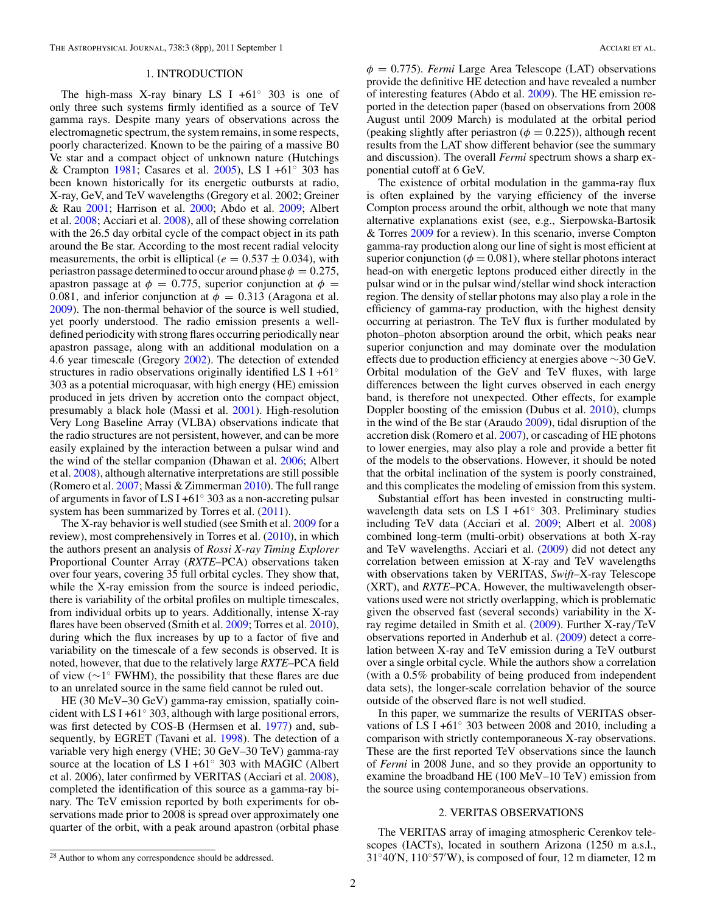## 1. INTRODUCTION

The high-mass X-ray binary LS I +61° 303 is one of only three such systems firmly identified as a source of TeV gamma rays. Despite many years of observations across the electromagnetic spectrum, the system remains, in some respects, poorly characterized. Known to be the pairing of a massive B0 Ve star and a compact object of unknown nature (Hutchings & Crampton 1981; Casares et al. 2005), LS I +61° 303 has been known historically for its energetic outbursts at radio, X-ray, GeV, and TeV wavelengths (Gregory et al. 2002; Greiner & Rau 2001; Harrison et al. 2000; Abdo et al. 2009; Albert et al. 2008; Acciari et al. 2008), all of these showing correlation with the 26.5 day orbital cycle of the compact object in its path around the Be star. According to the most recent radial velocity measurements, the orbit is elliptical ($e = 0.537 \pm 0.034$), with periastron passage determined to occur around phase $\phi = 0.275$, apastron passage at $\phi = 0.775$, superior conjunction at $\phi = 0.081$, and inferior conjunction at $\phi = 0.313$ (Aragona et al. 2009). The non-thermal behavior of the source is well studied, yet poorly understood. The radio emission presents a well-defined periodicity with strong flares occurring periodically near apastron passage, along with an additional modulation on a 4.6 year timescale (Gregory 2002). The detection of extended structures in radio observations originally identified LS I +61° 303 as a potential microquasar, with high energy (HE) emission produced in jets driven by accretion onto the compact object, presumably a black hole (Massi et al. 2001). High-resolution Very Long Baseline Array (VLBA) observations indicate that the radio structures are not persistent, however, and can be more easily explained by the interaction between a pulsar wind and the wind of the stellar companion (Dhawan et al. 2006; Albert et al. 2008), although alternative interpretations are still possible (Romero et al. 2007; Massi & Zimmerman 2010). The full range of arguments in favor of LS I +61° 303 as a non-accreting pulsar system has been summarized by Torres et al. (2011).

The X-ray behavior is well studied (see Smith et al. 2009 for a review), most comprehensively in Torres et al. (2010), in which the authors present an analysis of *Rossi X-ray Timing Explorer* Proportional Counter Array (*RXTE*–PCA) observations taken over four years, covering 35 full orbital cycles. They show that, while the X-ray emission from the source is indeed periodic, there is variability of the orbital profiles on multiple timescales, from individual orbits up to years. Additionally, intense X-ray flares have been observed (Smith et al. 2009; Torres et al. 2010), during which the flux increases by up to a factor of five and variability on the timescale of a few seconds is observed. It is noted, however, that due to the relatively large *RXTE*–PCA field of view (~1° FWHM), the possibility that these flares are due to an unrelated source in the same field cannot be ruled out.

HE (30 MeV–30 GeV) gamma-ray emission, spatially coincident with LS I +61° 303, although with large positional errors, was first detected by COS-B (Hermsen et al. 1977) and, subsequently, by EGRET (Tavani et al. 1998). The detection of a variable very high energy (VHE; 30 GeV–30 TeV) gamma-ray source at the location of LS I +61° 303 with MAGIC (Albert et al. 2006), later confirmed by VERITAS (Acciari et al. 2008), completed the identification of this source as a gamma-ray binary. The TeV emission reported by both experiments for observations made prior to 2008 is spread over approximately one quarter of the orbit, with a peak around apastron (orbital phase $\phi = 0.775$). *Fermi* Large Area Telescope (LAT) observations provide the definitive HE detection and have revealed a number of interesting features (Abdo et al. 2009). The HE emission reported in the detection paper (based on observations from 2008 August until 2009 March) is modulated at the orbital period (peaking slightly after periastron ($\phi = 0.225$)), although recent results from the LAT show different behavior (see the summary and discussion). The overall *Fermi* spectrum shows a sharp exponential cutoff at 6 GeV.

The existence of orbital modulation in the gamma-ray flux is often explained by the varying efficiency of the inverse Compton process around the orbit, although we note that many alternative explanations exist (see, e.g., Sierpowska-Bartosik & Torres 2009 for a review). In this scenario, inverse Compton gamma-ray production along our line of sight is most efficient at superior conjunction ($\phi = 0.081$), where stellar photons interact head-on with energetic leptons produced either directly in the pulsar wind or in the pulsar wind/stellar wind shock interaction region. The density of stellar photons may also play a role in the efficiency of gamma-ray production, with the highest density occurring at periastron. The TeV flux is further modulated by photon–photon absorption around the orbit, which peaks near superior conjunction and may dominate over the modulation effects due to production efficiency at energies above ~30 GeV. Orbital modulation of the GeV and TeV fluxes, with large differences between the light curves observed in each energy band, is therefore not unexpected. Other effects, for example Doppler boosting of the emission (Dubus et al. 2010), clumps in the wind of the Be star (Araudo 2009), tidal disruption of the accretion disk (Romero et al. 2007), or cascading of HE photons to lower energies, may also play a role and provide a better fit of the models to the observations. However, it should be noted that the orbital inclination of the system is poorly constrained, and this complicates the modeling of emission from this system.

Substantial effort has been invested in constructing multi-wavelength data sets on LS I +61° 303. Preliminary studies including TeV data (Acciari et al. 2009; Albert et al. 2008) combined long-term (multi-orbit) observations at both X-ray and TeV wavelengths. Acciari et al. (2009) did not detect any correlation between emission at X-ray and TeV wavelengths with observations taken by VERITAS, *Swift*–X-ray Telescope (XRT), and *RXTE*–PCA. However, the multiwavelength observations used were not strictly overlapping, which is problematic given the observed fast (several seconds) variability in the X-ray regime detailed in Smith et al. (2009). Further X-ray/TeV observations reported in Anderhub et al. (2009) detect a correlation between X-ray and TeV emission during a TeV outburst over a single orbital cycle. While the authors show a correlation (with a 0.5% probability of being produced from independent data sets), the longer-scale correlation behavior of the source outside of the observed flare is not well studied.

In this paper, we summarize the results of VERITAS observations of LS I +61° 303 between 2008 and 2010, including a comparison with strictly contemporaneous X-ray observations. These are the first reported TeV observations since the launch of *Fermi* in 2008 June, and so they provide an opportunity to examine the broadband HE (100 MeV–10 TeV) emission from the source using contemporaneous observations.

## 2. VERITAS OBSERVATIONS

The VERITAS array of imaging atmospheric Cerenkov telescopes (IACTs), located in southern Arizona (1250 m a.s.l., 31°40′N, 110°57′W), is composed of four, 12 m diameter, 12 m

[28] Author to whom any correspondence should be addressed.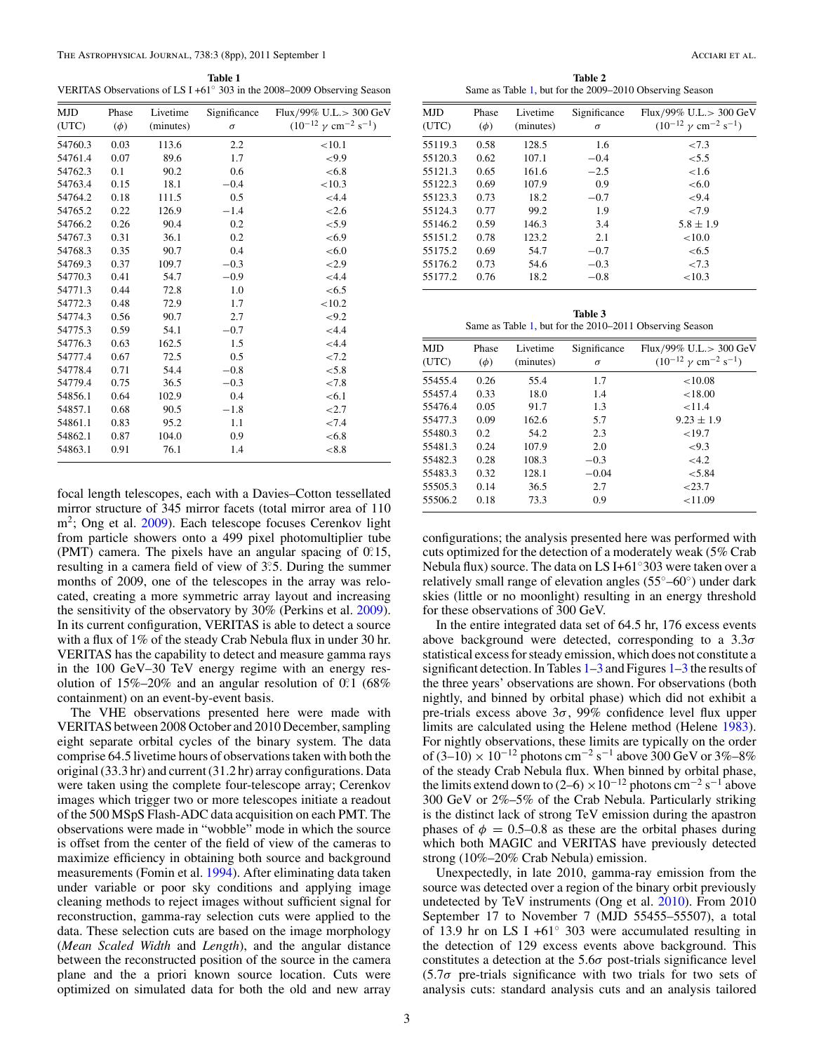**Table 1**
VERITAS Observations of LS I +61° 303 in the 2008–2009 Observing Season

| MJD (UTC) | Phase ($\phi$) | Livetime (minutes) | Significance $\sigma$ | Flux/99% U.L.> 300 GeV ($10^{-12}$ $\gamma$ cm$^{-2}$ s$^{-1}$) |
|---|---|---|---|---|
| 54760.3 | 0.03 | 113.6 | 2.2 | <10.1 |
| 54761.4 | 0.07 | 89.6 | 1.7 | <9.9 |
| 54762.3 | 0.1 | 90.2 | 0.6 | <6.8 |
| 54763.4 | 0.15 | 18.1 | −0.4 | <10.3 |
| 54764.2 | 0.18 | 111.5 | 0.5 | <4.4 |
| 54765.2 | 0.22 | 126.9 | −1.4 | <2.6 |
| 54766.2 | 0.26 | 90.4 | 0.2 | <5.9 |
| 54767.3 | 0.31 | 36.1 | 0.2 | <6.9 |
| 54768.3 | 0.35 | 90.7 | 0.4 | <6.0 |
| 54769.3 | 0.37 | 109.7 | −0.3 | <2.9 |
| 54770.3 | 0.41 | 54.7 | −0.9 | <4.4 |
| 54771.3 | 0.44 | 72.8 | 1.0 | <6.5 |
| 54772.3 | 0.48 | 72.9 | 1.7 | <10.2 |
| 54774.3 | 0.56 | 90.7 | 2.7 | <9.2 |
| 54775.3 | 0.59 | 54.1 | −0.7 | <4.4 |
| 54776.3 | 0.63 | 162.5 | 1.5 | <4.4 |
| 54777.4 | 0.67 | 72.5 | 0.5 | <7.2 |
| 54778.4 | 0.71 | 54.4 | −0.8 | <5.8 |
| 54779.4 | 0.75 | 36.5 | −0.3 | <7.8 |
| 54856.1 | 0.64 | 102.9 | 0.4 | <6.1 |
| 54857.1 | 0.68 | 90.5 | −1.8 | <2.7 |
| 54861.1 | 0.83 | 95.2 | 1.1 | <7.4 |
| 54862.1 | 0.87 | 104.0 | 0.9 | <6.8 |
| 54863.1 | 0.91 | 76.1 | 1.4 | <8.8 |

focal length telescopes, each with a Davies–Cotton tessellated mirror structure of 345 mirror facets (total mirror area of 110 m$^2$; Ong et al. 2009). Each telescope focuses Cerenkov light from particle showers onto a 499 pixel photomultiplier tube (PMT) camera. The pixels have an angular spacing of 0°.15, resulting in a camera field of view of 3°.5. During the summer months of 2009, one of the telescopes in the array was relocated, creating a more symmetric array layout and increasing the sensitivity of the observatory by 30% (Perkins et al. 2009). In its current configuration, VERITAS is able to detect a source with a flux of 1% of the steady Crab Nebula flux in under 30 hr. VERITAS has the capability to detect and measure gamma rays in the 100 GeV–30 TeV energy regime with an energy resolution of 15%–20% and an angular resolution of 0°.1 (68% containment) on an event-by-event basis.

The VHE observations presented here were made with VERITAS between 2008 October and 2010 December, sampling eight separate orbital cycles of the binary system. The data comprise 64.5 livetime hours of observations taken with both the original (33.3 hr) and current (31.2 hr) array configurations. Data were taken using the complete four-telescope array; Cerenkov images which trigger two or more telescopes initiate a readout of the 500 MSpS Flash-ADC data acquisition on each PMT. The observations were made in "wobble" mode in which the source is offset from the center of the field of view of the cameras to maximize efficiency in obtaining both source and background measurements (Fomin et al. 1994). After eliminating data taken under variable or poor sky conditions and applying image cleaning methods to reject images without sufficient signal for reconstruction, gamma-ray selection cuts were applied to the data. These selection cuts are based on the image morphology (*Mean Scaled Width* and *Length*), and the angular distance between the reconstructed position of the source in the camera plane and the a priori known source location. Cuts were optimized on simulated data for both the old and new array

**Table 2**
Same as Table 1, but for the 2009–2010 Observing Season

| MJD (UTC) | Phase ($\phi$) | Livetime (minutes) | Significance $\sigma$ | Flux/99% U.L.> 300 GeV ($10^{-12}$ $\gamma$ cm$^{-2}$ s$^{-1}$) |
|---|---|---|---|---|
| 55119.3 | 0.58 | 128.5 | 1.6 | <7.3 |
| 55120.3 | 0.62 | 107.1 | −0.4 | <5.5 |
| 55121.3 | 0.65 | 161.6 | −2.5 | <1.6 |
| 55122.3 | 0.69 | 107.9 | 0.9 | <6.0 |
| 55123.3 | 0.73 | 18.2 | −0.7 | <9.4 |
| 55124.3 | 0.77 | 99.2 | 1.9 | <7.9 |
| 55146.2 | 0.59 | 146.3 | 3.4 | 5.8 ± 1.9 |
| 55151.2 | 0.78 | 123.2 | 2.1 | <10.0 |
| 55175.2 | 0.69 | 54.7 | −0.7 | <6.5 |
| 55176.2 | 0.73 | 54.6 | −0.3 | <7.3 |
| 55177.2 | 0.76 | 18.2 | −0.8 | <10.3 |

**Table 3**
Same as Table 1, but for the 2010–2011 Observing Season

| MJD (UTC) | Phase ($\phi$) | Livetime (minutes) | Significance $\sigma$ | Flux/99% U.L.> 300 GeV ($10^{-12}$ $\gamma$ cm$^{-2}$ s$^{-1}$) |
|---|---|---|---|---|
| 55455.4 | 0.26 | 55.4 | 1.7 | <10.08 |
| 55457.4 | 0.33 | 18.0 | 1.4 | <18.00 |
| 55476.4 | 0.05 | 91.7 | 1.3 | <11.4 |
| 55477.3 | 0.09 | 162.6 | 5.7 | 9.23 ± 1.9 |
| 55480.3 | 0.2 | 54.2 | 2.3 | <19.7 |
| 55481.3 | 0.24 | 107.9 | 2.0 | <9.3 |
| 55482.3 | 0.28 | 108.3 | −0.3 | <4.2 |
| 55483.3 | 0.32 | 128.1 | −0.04 | <5.84 |
| 55505.3 | 0.14 | 36.5 | 2.7 | <23.7 |
| 55506.2 | 0.18 | 73.3 | 0.9 | <11.09 |

configurations; the analysis presented here was performed with cuts optimized for the detection of a moderately weak (5% Crab Nebula flux) source. The data on LS I+61°303 were taken over a relatively small range of elevation angles (55°–60°) under dark skies (little or no moonlight) resulting in an energy threshold for these observations of 300 GeV.

In the entire integrated data set of 64.5 hr, 176 excess events above background were detected, corresponding to a 3.3$\sigma$ statistical excess for steady emission, which does not constitute a significant detection. In Tables 1–3 and Figures 1–3 the results of the three years' observations are shown. For observations (both nightly, and binned by orbital phase) which did not exhibit a pre-trials excess above 3$\sigma$, 99% confidence level flux upper limits are calculated using the Helene method (Helene 1983). For nightly observations, these limits are typically on the order of (3–10) $\times$ $10^{-12}$ photons cm$^{-2}$ s$^{-1}$ above 300 GeV or 3%–8% of the steady Crab Nebula flux. When binned by orbital phase, the limits extend down to (2–6) $\times 10^{-12}$ photons cm$^{-2}$ s$^{-1}$ above 300 GeV or 2%–5% of the Crab Nebula. Particularly striking is the distinct lack of strong TeV emission during the apastron phases of $\phi$ = 0.5–0.8 as these are the orbital phases during which both MAGIC and VERITAS have previously detected strong (10%–20% Crab Nebula) emission.

Unexpectedly, in late 2010, gamma-ray emission from the source was detected over a region of the binary orbit previously undetected by TeV instruments (Ong et al. 2010). From 2010 September 17 to November 7 (MJD 55455–55507), a total of 13.9 hr on LS I +61° 303 were accumulated resulting in the detection of 129 excess events above background. This constitutes a detection at the 5.6$\sigma$ post-trials significance level (5.7$\sigma$ pre-trials significance with two trials for two sets of analysis cuts: standard analysis cuts and an analysis tailored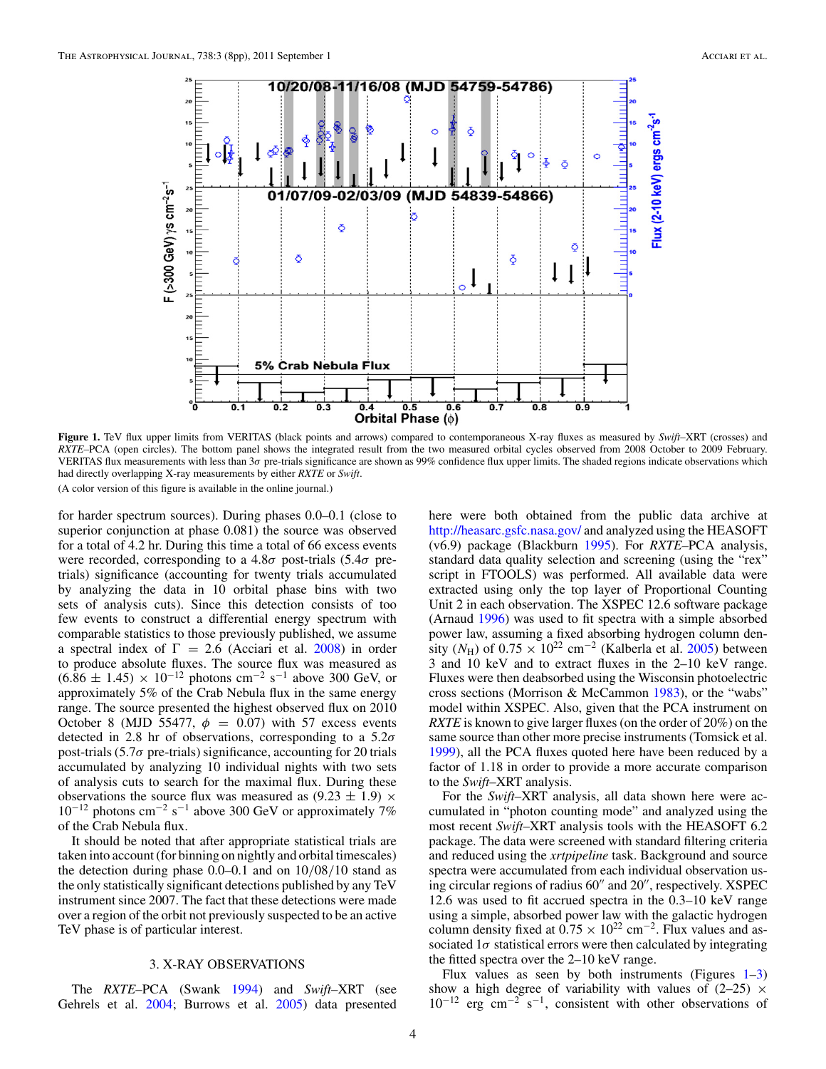**Figure 1.** TeV flux upper limits from VERITAS (black points and arrows) compared to contemporaneous X-ray fluxes as measured by *Swift*–XRT (crosses) and *RXTE*–PCA (open circles). The bottom panel shows the integrated result from the two measured orbital cycles observed from 2008 October to 2009 February. VERITAS flux measurements with less than $3\sigma$ pre-trials significance are shown as 99% confidence flux upper limits. The shaded regions indicate observations which had directly overlapping X-ray measurements by either *RXTE* or *Swift*.

(A color version of this figure is available in the online journal.)

for harder spectrum sources). During phases 0.0–0.1 (close to superior conjunction at phase 0.081) the source was observed for a total of 4.2 hr. During this time a total of 66 excess events were recorded, corresponding to a $4.8\sigma$ post-trials ($5.4\sigma$ pre-trials) significance (accounting for twenty trials accumulated by analyzing the data in 10 orbital phase bins with two sets of analysis cuts). Since this detection consists of too few events to construct a differential energy spectrum with comparable statistics to those previously published, we assume a spectral index of $\Gamma = 2.6$ (Acciari et al. 2008) in order to produce absolute fluxes. The source flux was measured as $(6.86 \pm 1.45) \times 10^{-12}$ photons cm$^{-2}$ s$^{-1}$ above 300 GeV, or approximately 5% of the Crab Nebula flux in the same energy range. The source presented the highest observed flux on 2010 October 8 (MJD 55477, $\phi = 0.07$) with 57 excess events detected in 2.8 hr of observations, corresponding to a $5.2\sigma$ post-trials ($5.7\sigma$ pre-trials) significance, accounting for 20 trials accumulated by analyzing 10 individual nights with two sets of analysis cuts to search for the maximal flux. During these observations the source flux was measured as $(9.23 \pm 1.9) \times 10^{-12}$ photons cm$^{-2}$ s$^{-1}$ above 300 GeV or approximately 7% of the Crab Nebula flux.

It should be noted that after appropriate statistical trials are taken into account (for binning on nightly and orbital timescales) the detection during phase 0.0–0.1 and on 10/08/10 stand as the only statistically significant detections published by any TeV instrument since 2007. The fact that these detections were made over a region of the orbit not previously suspected to be an active TeV phase is of particular interest.

## 3. X-RAY OBSERVATIONS

The *RXTE*–PCA (Swank 1994) and *Swift*–XRT (see Gehrels et al. 2004; Burrows et al. 2005) data presented here were both obtained from the public data archive at http://heasarc.gsfc.nasa.gov/ and analyzed using the HEASOFT (v6.9) package (Blackburn 1995). For *RXTE*–PCA analysis, standard data quality selection and screening (using the "rex" script in FTOOLS) was performed. All available data were extracted using only the top layer of Proportional Counting Unit 2 in each observation. The XSPEC 12.6 software package (Arnaud 1996) was used to fit spectra with a simple absorbed power law, assuming a fixed absorbing hydrogen column density ($N_{\rm H}$) of $0.75 \times 10^{22}$ cm$^{-2}$ (Kalberla et al. 2005) between 3 and 10 keV and to extract fluxes in the 2–10 keV range. Fluxes were then deabsorbed using the Wisconsin photoelectric cross sections (Morrison & McCammon 1983), or the "wabs" model within XSPEC. Also, given that the PCA instrument on *RXTE* is known to give larger fluxes (on the order of 20%) on the same source than other more precise instruments (Tomsick et al. 1999), all the PCA fluxes quoted here have been reduced by a factor of 1.18 in order to provide a more accurate comparison to the *Swift*–XRT analysis.

For the *Swift*–XRT analysis, all data shown here were accumulated in "photon counting mode" and analyzed using the most recent *Swift*–XRT analysis tools with the HEASOFT 6.2 package. The data were screened with standard filtering criteria and reduced using the *xrtpipeline* task. Background and source spectra were accumulated from each individual observation using circular regions of radius 60″ and 20″, respectively. XSPEC 12.6 was used to fit accrued spectra in the 0.3–10 keV range using a simple, absorbed power law with the galactic hydrogen column density fixed at $0.75 \times 10^{22}$ cm$^{-2}$. Flux values and associated $1\sigma$ statistical errors were then calculated by integrating the fitted spectra over the 2–10 keV range.

Flux values as seen by both instruments (Figures 1–3) show a high degree of variability with values of $(2–25) \times 10^{-12}$ erg cm$^{-2}$ s$^{-1}$, consistent with other observations of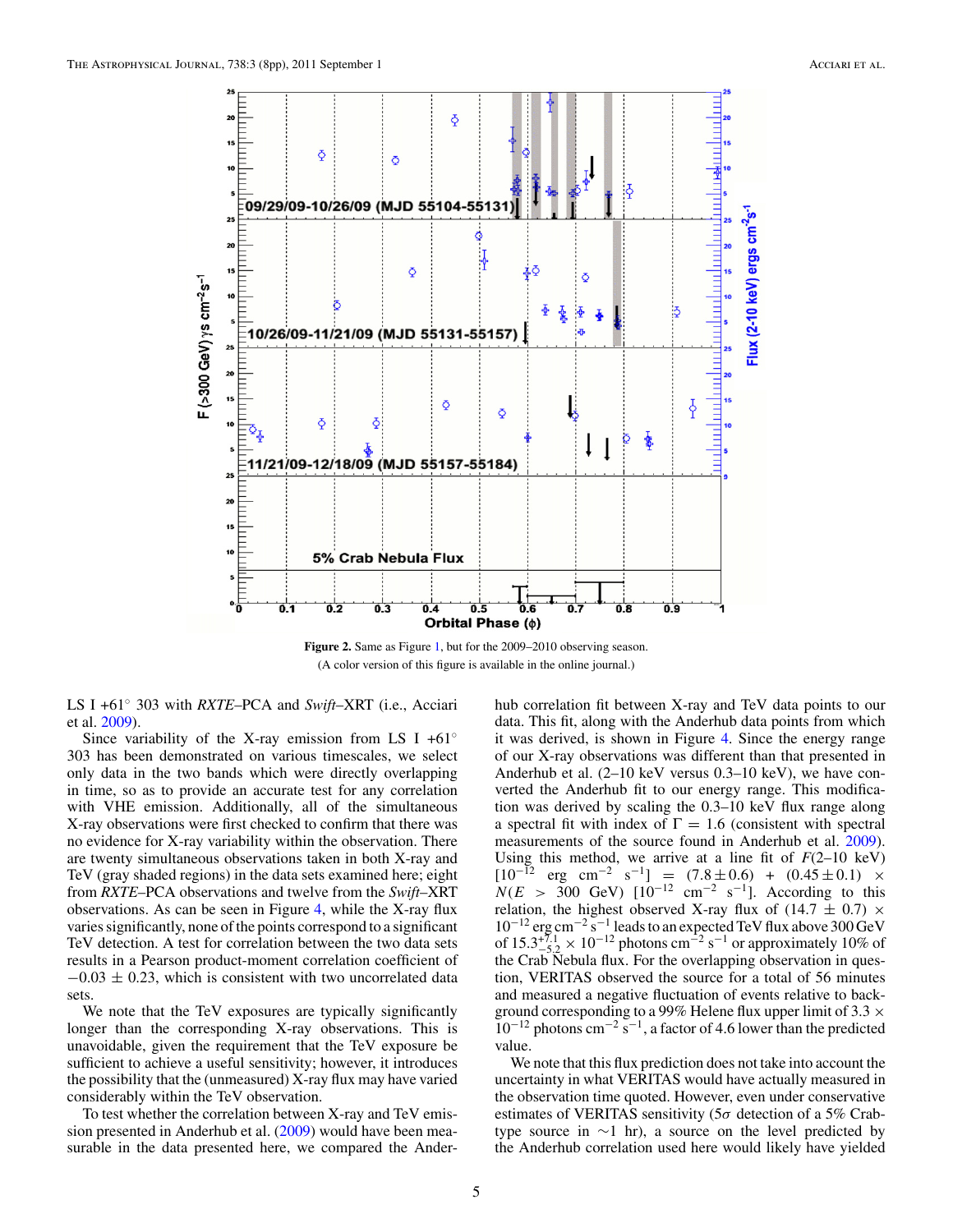Figure 2. Same as Figure 1, but for the 2009–2010 observing season.

(A color version of this figure is available in the online journal.)

LS I +61° 303 with *RXTE*–PCA and *Swift*–XRT (i.e., Acciari et al. 2009).

Since variability of the X-ray emission from LS I +61° 303 has been demonstrated on various timescales, we select only data in the two bands which were directly overlapping in time, so as to provide an accurate test for any correlation with VHE emission. Additionally, all of the simultaneous X-ray observations were first checked to confirm that there was no evidence for X-ray variability within the observation. There are twenty simultaneous observations taken in both X-ray and TeV (gray shaded regions) in the data sets examined here; eight from *RXTE*–PCA observations and twelve from the *Swift*–XRT observations. As can be seen in Figure 4, while the X-ray flux varies significantly, none of the points correspond to a significant TeV detection. A test for correlation between the two data sets results in a Pearson product-moment correlation coefficient of $-0.03 \pm 0.23$, which is consistent with two uncorrelated data sets.

We note that the TeV exposures are typically significantly longer than the corresponding X-ray observations. This is unavoidable, given the requirement that the TeV exposure be sufficient to achieve a useful sensitivity; however, it introduces the possibility that the (unmeasured) X-ray flux may have varied considerably within the TeV observation.

To test whether the correlation between X-ray and TeV emission presented in Anderhub et al. (2009) would have been measurable in the data presented here, we compared the Anderhub correlation fit between X-ray and TeV data points to our data. This fit, along with the Anderhub data points from which it was derived, is shown in Figure 4. Since the energy range of our X-ray observations was different than that presented in Anderhub et al. (2–10 keV versus 0.3–10 keV), we have converted the Anderhub fit to our energy range. This modification was derived by scaling the 0.3–10 keV flux range along a spectral fit with index of $\Gamma = 1.6$ (consistent with spectral measurements of the source found in Anderhub et al. 2009). Using this method, we arrive at a line fit of $F$(2–10 keV) $[10^{-12}\ \mathrm{erg\ cm^{-2}\ s^{-1}}] = (7.8 \pm 0.6) + (0.45 \pm 0.1) \times N(E > 300\ \mathrm{GeV})\ [10^{-12}\ \mathrm{cm^{-2}\ s^{-1}}]$. According to this relation, the highest observed X-ray flux of $(14.7 \pm 0.7) \times 10^{-12}\ \mathrm{erg\ cm^{-2}\ s^{-1}}$ leads to an expected TeV flux above 300 GeV of $15.3^{+7.1}_{-5.2} \times 10^{-12}$ photons $\mathrm{cm^{-2}\ s^{-1}}$ or approximately 10% of the Crab Nebula flux. For the overlapping observation in question, VERITAS observed the source for a total of 56 minutes and measured a negative fluctuation of events relative to background corresponding to a 99% Helene flux upper limit of $3.3 \times 10^{-12}$ photons $\mathrm{cm^{-2}\ s^{-1}}$, a factor of 4.6 lower than the predicted value.

We note that this flux prediction does not take into account the uncertainty in what VERITAS would have actually measured in the observation time quoted. However, even under conservative estimates of VERITAS sensitivity ($5\sigma$ detection of a 5% Crab-type source in $\sim$1 hr), a source on the level predicted by the Anderhub correlation used here would likely have yielded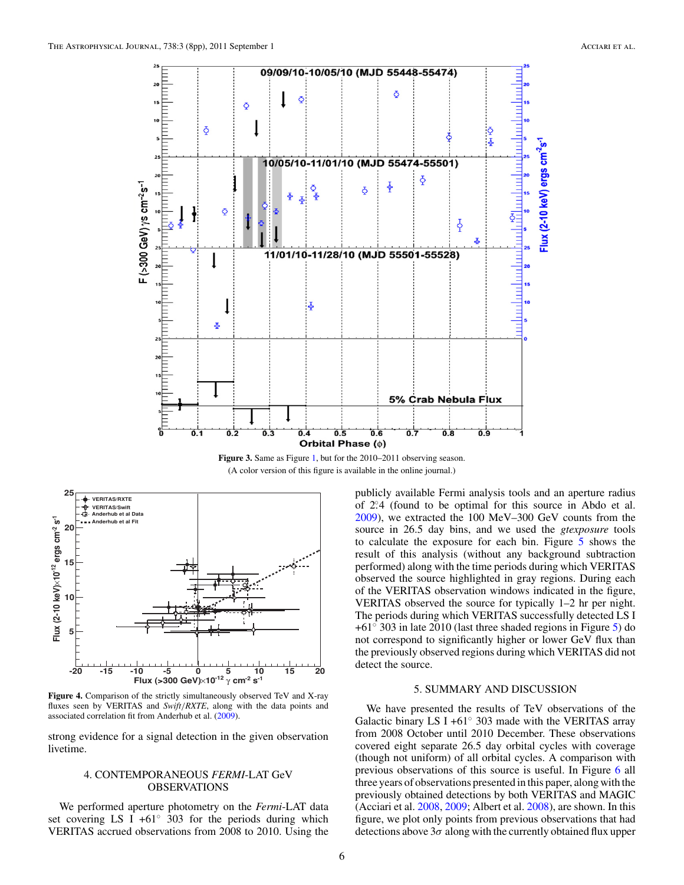**Figure 3.** Same as Figure 1, but for the 2010–2011 observing season.
(A color version of this figure is available in the online journal.)

**Figure 4.** Comparison of the strictly simultaneously observed TeV and X-ray fluxes seen by VERITAS and *Swift*/*RXTE*, along with the data points and associated correlation fit from Anderhub et al. (2009).

strong evidence for a signal detection in the given observation livetime.

## 4. CONTEMPORANEOUS *FERMI*-LAT GeV OBSERVATIONS

We performed aperture photometry on the *Fermi*-LAT data set covering LS I +61° 303 for the periods during which VERITAS accrued observations from 2008 to 2010. Using the publicly available Fermi analysis tools and an aperture radius of 2.°4 (found to be optimal for this source in Abdo et al. 2009), we extracted the 100 MeV–300 GeV counts from the source in 26.5 day bins, and we used the *gtexposure* tools to calculate the exposure for each bin. Figure 5 shows the result of this analysis (without any background subtraction performed) along with the time periods during which VERITAS observed the source highlighted in gray regions. During each of the VERITAS observation windows indicated in the figure, VERITAS observed the source for typically 1–2 hr per night. The periods during which VERITAS successfully detected LS I +61° 303 in late 2010 (last three shaded regions in Figure 5) do not correspond to significantly higher or lower GeV flux than the previously observed regions during which VERITAS did not detect the source.

## 5. SUMMARY AND DISCUSSION

We have presented the results of TeV observations of the Galactic binary LS I +61° 303 made with the VERITAS array from 2008 October until 2010 December. These observations covered eight separate 26.5 day orbital cycles with coverage (though not uniform) of all orbital cycles. A comparison with previous observations of this source is useful. In Figure 6 all three years of observations presented in this paper, along with the previously obtained detections by both VERITAS and MAGIC (Acciari et al. 2008, 2009; Albert et al. 2008), are shown. In this figure, we plot only points from previous observations that had detections above $3\sigma$ along with the currently obtained flux upper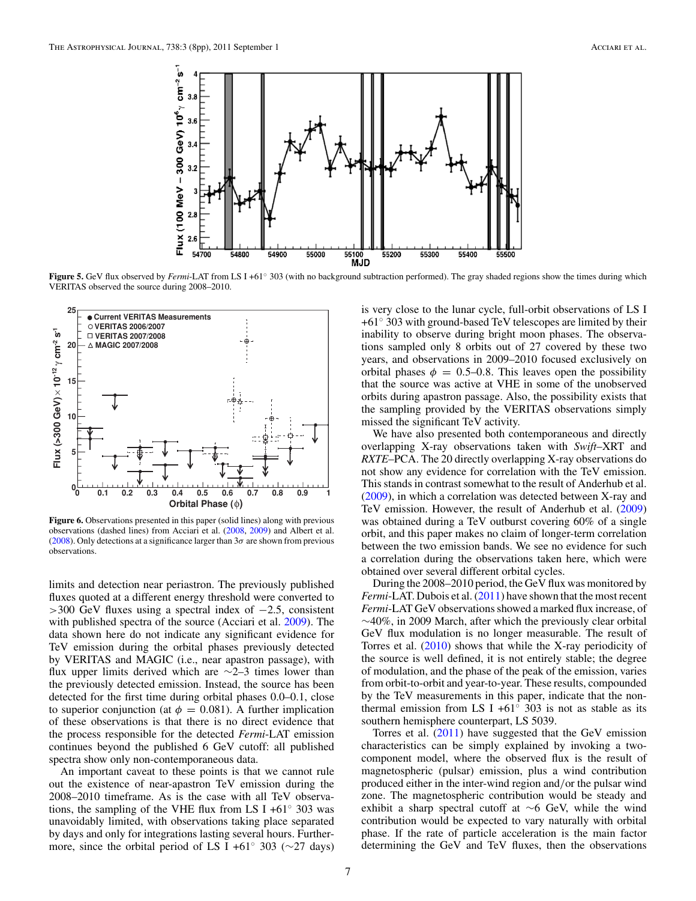**Figure 5.** GeV flux observed by *Fermi*-LAT from LS I +61° 303 (with no background subtraction performed). The gray shaded regions show the times during which VERITAS observed the source during 2008–2010.

**Figure 6.** Observations presented in this paper (solid lines) along with previous observations (dashed lines) from Acciari et al. (2008, 2009) and Albert et al. (2008). Only detections at a significance larger than $3\sigma$ are shown from previous observations.

limits and detection near periastron. The previously published fluxes quoted at a different energy threshold were converted to >300 GeV fluxes using a spectral index of −2.5, consistent with published spectra of the source (Acciari et al. 2009). The data shown here do not indicate any significant evidence for TeV emission during the orbital phases previously detected by VERITAS and MAGIC (i.e., near apastron passage), with flux upper limits derived which are ∼2–3 times lower than the previously detected emission. Instead, the source has been detected for the first time during orbital phases 0.0–0.1, close to superior conjunction (at $\phi = 0.081$). A further implication of these observations is that there is no direct evidence that the process responsible for the detected *Fermi*-LAT emission continues beyond the published 6 GeV cutoff: all published spectra show only non-contemporaneous data.

An important caveat to these points is that we cannot rule out the existence of near-apastron TeV emission during the 2008–2010 timeframe. As is the case with all TeV observations, the sampling of the VHE flux from LS I +61° 303 was unavoidably limited, with observations taking place separated by days and only for integrations lasting several hours. Furthermore, since the orbital period of LS I +61° 303 (∼27 days) is very close to the lunar cycle, full-orbit observations of LS I +61° 303 with ground-based TeV telescopes are limited by their inability to observe during bright moon phases. The observations sampled only 8 orbits out of 27 covered by these two years, and observations in 2009–2010 focused exclusively on orbital phases $\phi = 0.5$–0.8. This leaves open the possibility that the source was active at VHE in some of the unobserved orbits during apastron passage. Also, the possibility exists that the sampling provided by the VERITAS observations simply missed the significant TeV activity.

We have also presented both contemporaneous and directly overlapping X-ray observations taken with *Swift*–XRT and *RXTE*–PCA. The 20 directly overlapping X-ray observations do not show any evidence for correlation with the TeV emission. This stands in contrast somewhat to the result of Anderhub et al. (2009), in which a correlation was detected between X-ray and TeV emission. However, the result of Anderhub et al. (2009) was obtained during a TeV outburst covering 60% of a single orbit, and this paper makes no claim of longer-term correlation between the two emission bands. We see no evidence for such a correlation during the observations taken here, which were obtained over several different orbital cycles.

During the 2008–2010 period, the GeV flux was monitored by *Fermi*-LAT. Dubois et al. (2011) have shown that the most recent *Fermi*-LAT GeV observations showed a marked flux increase, of ∼40%, in 2009 March, after which the previously clear orbital GeV flux modulation is no longer measurable. The result of Torres et al. (2010) shows that while the X-ray periodicity of the source is well defined, it is not entirely stable; the degree of modulation, and the phase of the peak of the emission, varies from orbit-to-orbit and year-to-year. These results, compounded by the TeV measurements in this paper, indicate that the non-thermal emission from LS I +61° 303 is not as stable as its southern hemisphere counterpart, LS 5039.

Torres et al. (2011) have suggested that the GeV emission characteristics can be simply explained by invoking a two-component model, where the observed flux is the result of magnetospheric (pulsar) emission, plus a wind contribution produced either in the inter-wind region and/or the pulsar wind zone. The magnetospheric contribution would be steady and exhibit a sharp spectral cutoff at ∼6 GeV, while the wind contribution would be expected to vary naturally with orbital phase. If the rate of particle acceleration is the main factor determining the GeV and TeV fluxes, then the observations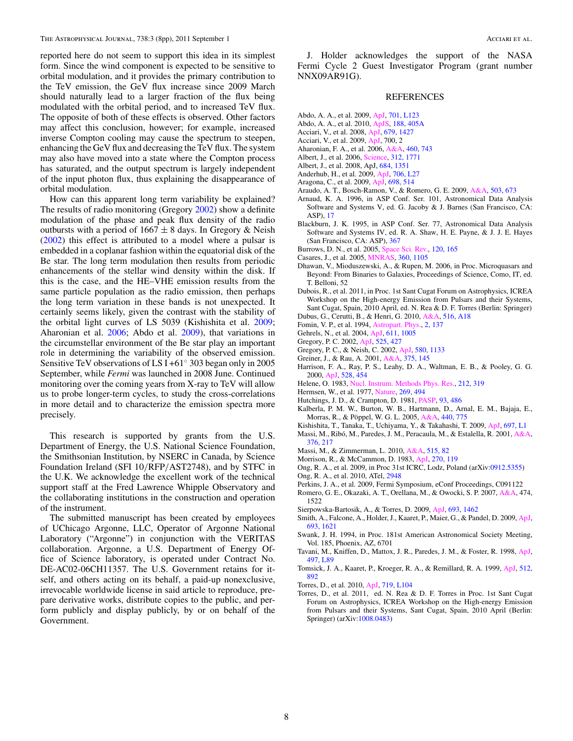reported here do not seem to support this idea in its simplest form. Since the wind component is expected to be sensitive to orbital modulation, and it provides the primary contribution to the TeV emission, the GeV flux increase since 2009 March should naturally lead to a larger fraction of the flux being modulated with the orbital period, and to increased TeV flux. The opposite of both of these effects is observed. Other factors may affect this conclusion, however; for example, increased inverse Compton cooling may cause the spectrum to steepen, enhancing the GeV flux and decreasing the TeV flux. The system may also have moved into a state where the Compton process has saturated, and the output spectrum is largely independent of the input photon flux, thus explaining the disappearance of orbital modulation.

How can this apparent long term variability be explained? The results of radio monitoring (Gregory 2002) show a definite modulation of the phase and peak flux density of the radio outbursts with a period of $1667 \pm 8$ days. In Gregory & Neish (2002) this effect is attributed to a model where a pulsar is embedded in a coplanar fashion within the equatorial disk of the Be star. The long term modulation then results from periodic enhancements of the stellar wind density within the disk. If this is the case, and the HE–VHE emission results from the same particle population as the radio emission, then perhaps the long term variation in these bands is not unexpected. It certainly seems likely, given the contrast with the stability of the orbital light curves of LS 5039 (Kishishita et al. 2009; Aharonian et al. 2006; Abdo et al. 2009), that variations in the circumstellar environment of the Be star play an important role in determining the variability of the observed emission. Sensitive TeV observations of LS I $+61^{\circ}$ 303 began only in 2005 September, while *Fermi* was launched in 2008 June. Continued monitoring over the coming years from X-ray to TeV will allow us to probe longer-term cycles, to study the cross-correlations in more detail and to characterize the emission spectra more precisely.

This research is supported by grants from the U.S. Department of Energy, the U.S. National Science Foundation, the Smithsonian Institution, by NSERC in Canada, by Science Foundation Ireland (SFI 10/RFP/AST2748), and by STFC in the U.K. We acknowledge the excellent work of the technical support staff at the Fred Lawrence Whipple Observatory and the collaborating institutions in the construction and operation of the instrument.

The submitted manuscript has been created by employees of UChicago Argonne, LLC, Operator of Argonne National Laboratory ("Argonne") in conjunction with the VERITAS collaboration. Argonne, a U.S. Department of Energy Office of Science laboratory, is operated under Contract No. DE-AC02-06CH11357. The U.S. Government retains for itself, and others acting on its behalf, a paid-up nonexclusive, irrevocable worldwide license in said article to reproduce, prepare derivative works, distribute copies to the public, and perform publicly and display publicly, by or on behalf of the Government.

J. Holder acknowledges the support of the NASA Fermi Cycle 2 Guest Investigator Program (grant number NNX09AR91G).

## REFERENCES

Abdo, A. A., et al. 2009, ApJ, 701, L123
Abdo, A. A., et al. 2010, ApJS, 188, 405A
Acciari, V., et al. 2008, ApJ, 679, 1427
Acciari, V., et al. 2009, ApJ, 700, 2
Aharonian, F. A., et al. 2006, A&A, 460, 743
Albert, J., et al. 2006, Science, 312, 1771
Albert, J., et al. 2008, ApJ, 684, 1351
Anderhub, H., et al. 2009, ApJ, 706, L27
Aragona, C., et al. 2009, ApJ, 698, 514
Araudo, A. T., Bosch-Ramon, V., & Romero, G. E. 2009, A&A, 503, 673
Arnaud, K. A. 1996, in ASP Conf. Ser. 101, Astronomical Data Analysis Software and Systems V, ed. G. Jacoby & J. Barnes (San Francisco, CA: ASP), 17
Blackburn, J. K. 1995, in ASP Conf. Ser. 77, Astronomical Data Analysis Software and Systems IV, ed. R. A. Shaw, H. E. Payne, & J. J. E. Hayes (San Francisco, CA: ASP), 367
Burrows, D. N., et al. 2005, Space Sci. Rev., 120, 165
Casares, J., et al. 2005, MNRAS, 360, 1105
Dhawan, V., Mioduszewski, A., & Rupen, M. 2006, in Proc. Microquasars and Beyond: From Binaries to Galaxies, Proceedings of Science, Como, IT, ed. T. Belloni, 52
Dubois, R., et al. 2011, in Proc. 1st Sant Cugat Forum on Astrophysics, ICREA Workshop on the High-energy Emission from Pulsars and their Systems, Sant Cugat, Spain, 2010 April, ed. N. Rea & D. F. Torres (Berlin: Springer)
Dubus, G., Cerutti, B., & Henri, G. 2010, A&A, 516, A18
Fomin, V. P., et al. 1994, Astropart. Phys., 2, 137
Gehrels, N., et al. 2004, ApJ, 611, 1005
Gregory, P. C. 2002, ApJ, 525, 427
Gregory, P. C., & Neish, C. 2002, ApJ, 580, 1133
Greiner, J., & Rau, A. 2001, A&A, 375, 145
Harrison, F. A., Ray, P. S., Leahy, D. A., Waltman, E. B., & Pooley, G. G. 2000, ApJ, 528, 454
Helene, O. 1983, Nucl. Instrum. Methods Phys. Res., 212, 319
Hermsen, W., et al. 1977, Nature, 269, 494
Hutchings, J. D., & Crampton, D. 1981, PASP, 93, 486
Kalberla, P. M. W., Burton, W. B., Hartmann, D., Arnal, E. M., Bajaja, E., Morras, R., & Pöppel, W. G. L. 2005, A&A, 440, 775
Kishishita, T., Tanaka, T., Uchiyama, Y., & Takahashi, T. 2009, ApJ, 697, L1
Massi, M., Ribó, M., Paredes, J. M., Peracaula, M., & Estalella, R. 2001, A&A, 376, 217
Massi, M., & Zimmerman, L. 2010, A&A, 515, 82
Morrison, R., & McCammon, D. 1983, ApJ, 270, 119
Ong, R. A., et al. 2009, in Proc 31st ICRC, Lodz, Poland (arXiv:0912.5355)
Ong, R. A., et al. 2010, ATel, 2948
Perkins, J. A., et al. 2009, Fermi Symposium, eConf Proceedings, C091122
Romero, G. E., Okazaki, A. T., Orellana, M., & Owocki, S. P. 2007, A&A, 474, 1522
Sierpowska-Bartosik, A., & Torres, D. 2009, ApJ, 693, 1462
Smith, A., Falcone, A., Holder, J., Kaaret, P., Maier, G., & Pandel, D. 2009, ApJ, 693, 1621
Swank, J. H. 1994, in Proc. 181st American Astronomical Society Meeting, Vol. 185, Phoenix, AZ, 6701
Tavani, M., Kniffen, D., Mattox, J. R., Paredes, J. M., & Foster, R. 1998, ApJ, 497, L89
Tomsick, J. A., Kaaret, P., Kroeger, R. A., & Remillard, R. A. 1999, ApJ, 512, 892
Torres, D., et al. 2010, ApJ, 719, L104
Torres, D., et al. 2011, ed. N. Rea & D. F. Torres in Proc. 1st Sant Cugat Forum on Astrophysics, ICREA Workshop on the High-energy Emission from Pulsars and their Systems, Sant Cugat, Spain, 2010 April (Berlin: Springer) (arXiv:1008.0483)